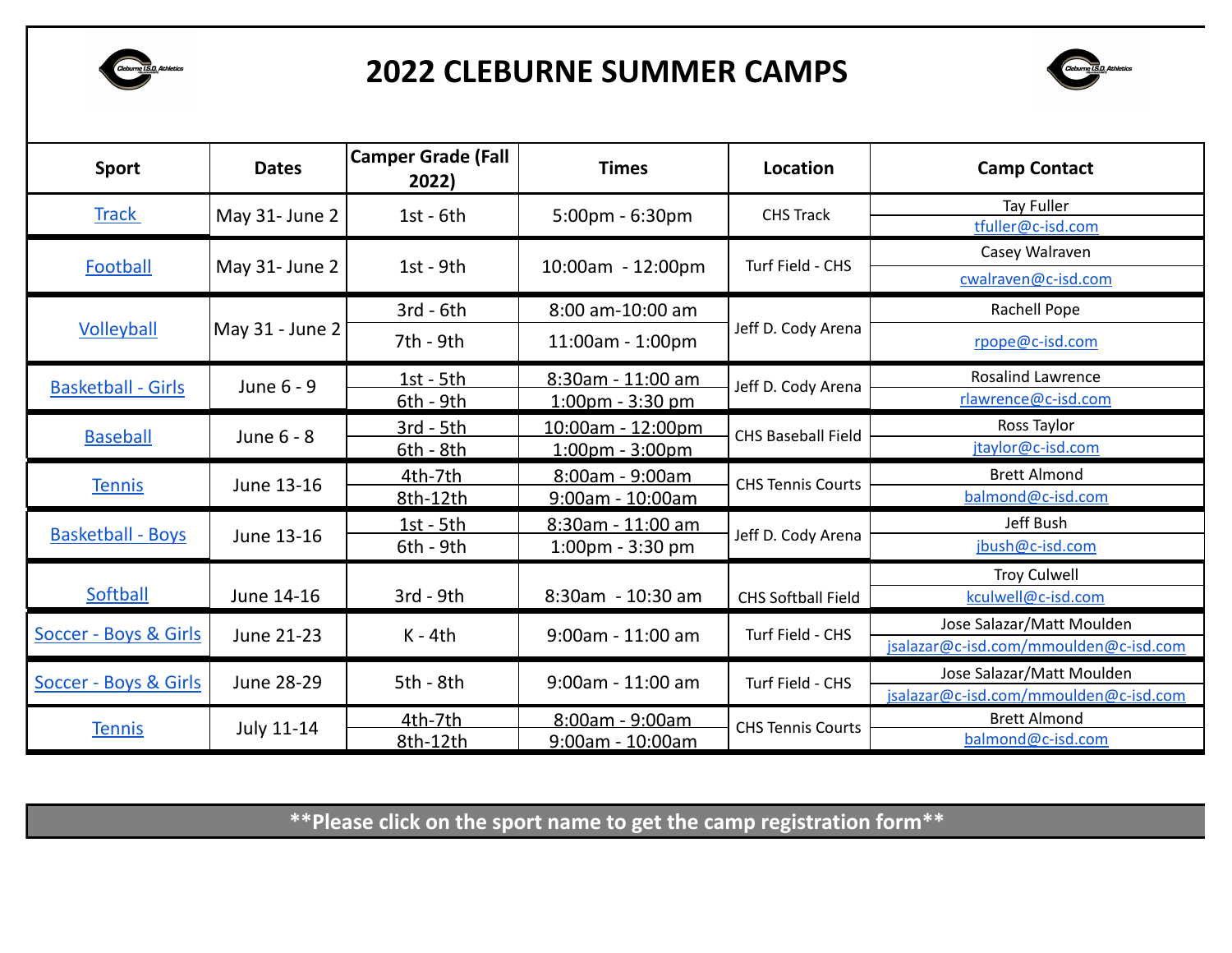# 2022 CLEBURNE SUMMER CAMPS

| Sport | Dates | Camper Grade (Fall 2022) | Times | Location | Camp Contact |
|---|---|---|---|---|---|
| Track | May 31- June 2 | 1st - 6th | 5:00pm - 6:30pm | CHS Track | Tay Fuller<br>tfuller@c-isd.com |
| Football | May 31- June 2 | 1st - 9th | 10:00am - 12:00pm | Turf Field - CHS | Casey Walraven<br>cwalraven@c-isd.com |
| Volleyball | May 31 - June 2 | 3rd - 6th | 8:00 am-10:00 am | Jeff D. Cody Arena | Rachell Pope<br>rpope@c-isd.com |
| | | 7th - 9th | 11:00am - 1:00pm | | |
| Basketball - Girls | June 6 - 9 | 1st - 5th | 8:30am - 11:00 am | Jeff D. Cody Arena | Rosalind Lawrence<br>rlawrence@c-isd.com |
| | | 6th - 9th | 1:00pm - 3:30 pm | | |
| Baseball | June 6 - 8 | 3rd - 5th | 10:00am - 12:00pm | CHS Baseball Field | Ross Taylor<br>jtaylor@c-isd.com |
| | | 6th - 8th | 1:00pm - 3:00pm | | |
| Tennis | June 13-16 | 4th-7th | 8:00am - 9:00am | CHS Tennis Courts | Brett Almond<br>balmond@c-isd.com |
| | | 8th-12th | 9:00am - 10:00am | | |
| Basketball - Boys | June 13-16 | 1st - 5th | 8:30am - 11:00 am | Jeff D. Cody Arena | Jeff Bush<br>jbush@c-isd.com |
| | | 6th - 9th | 1:00pm - 3:30 pm | | |
| Softball | June 14-16 | 3rd - 9th | 8:30am - 10:30 am | CHS Softball Field | Troy Culwell<br>kculwell@c-isd.com |
| Soccer - Boys & Girls | June 21-23 | K - 4th | 9:00am - 11:00 am | Turf Field - CHS | Jose Salazar/Matt Moulden<br>jsalazar@c-isd.com/mmoulden@c-isd.com |
| Soccer - Boys & Girls | June 28-29 | 5th - 8th | 9:00am - 11:00 am | Turf Field - CHS | Jose Salazar/Matt Moulden<br>jsalazar@c-isd.com/mmoulden@c-isd.com |
| Tennis | July 11-14 | 4th-7th | 8:00am - 9:00am | CHS Tennis Courts | Brett Almond<br>balmond@c-isd.com |
| | | 8th-12th | 9:00am - 10:00am | | |

**\*\*Please click on the sport name to get the camp registration form\*\***